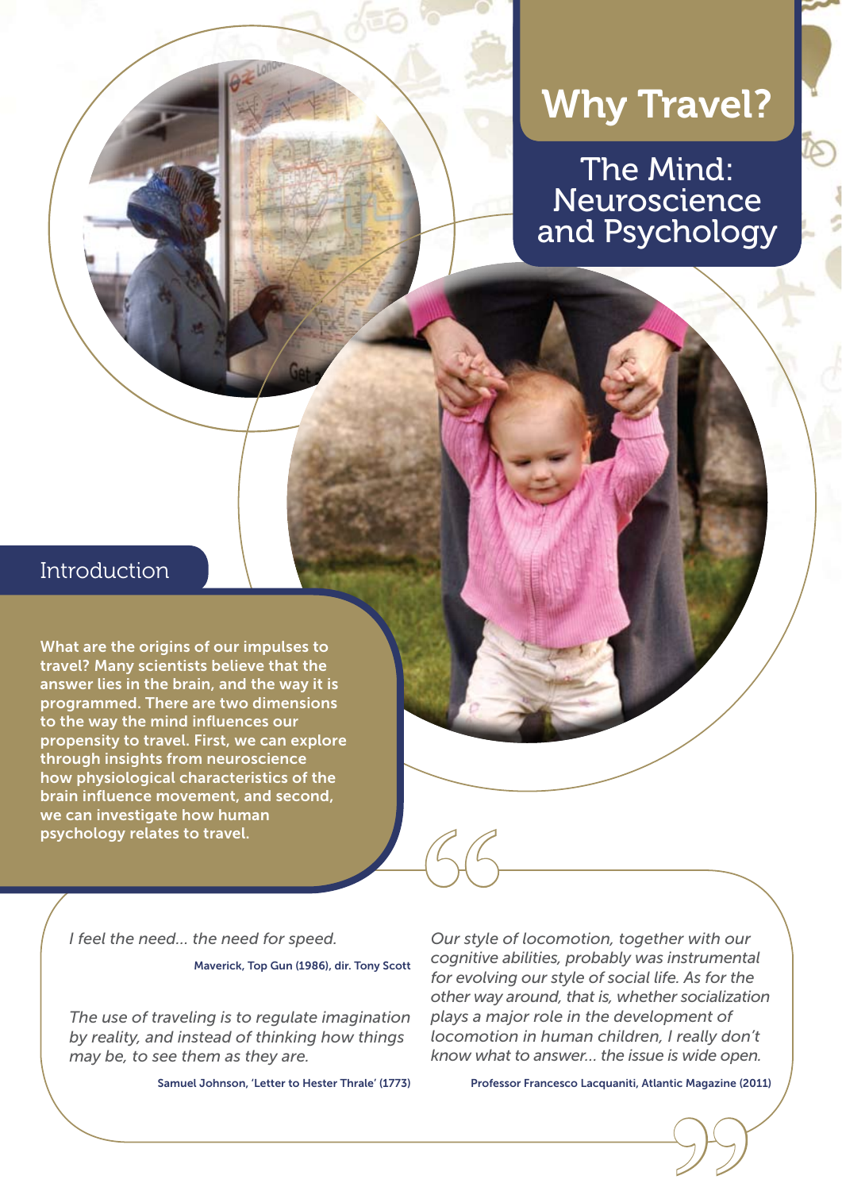# Why Travel?

## The Mind: Neuroscience and Psychology

### Introduction

**What are the origins of our impulses to travel? Many scientists believe that the answer lies in the brain, and the way it is programmed. There are two dimensions to the way the mind influences our propensity to travel. First, we can explore through insights from neuroscience how physiological characteristics of the brain influence movement, and second, we can investigate how human psychology relates to travel.**

> *I feel the need... the need for speed.*
>
> Maverick, Top Gun (1986), dir. Tony Scott

> *The use of traveling is to regulate imagination by reality, and instead of thinking how things may be, to see them as they are.*
>
> Samuel Johnson, 'Letter to Hester Thrale' (1773)

> *Our style of locomotion, together with our cognitive abilities, probably was instrumental for evolving our style of social life. As for the other way around, that is, whether socialization plays a major role in the development of locomotion in human children, I really don't know what to answer... the issue is wide open.*
>
> Professor Francesco Lacquaniti, Atlantic Magazine (2011)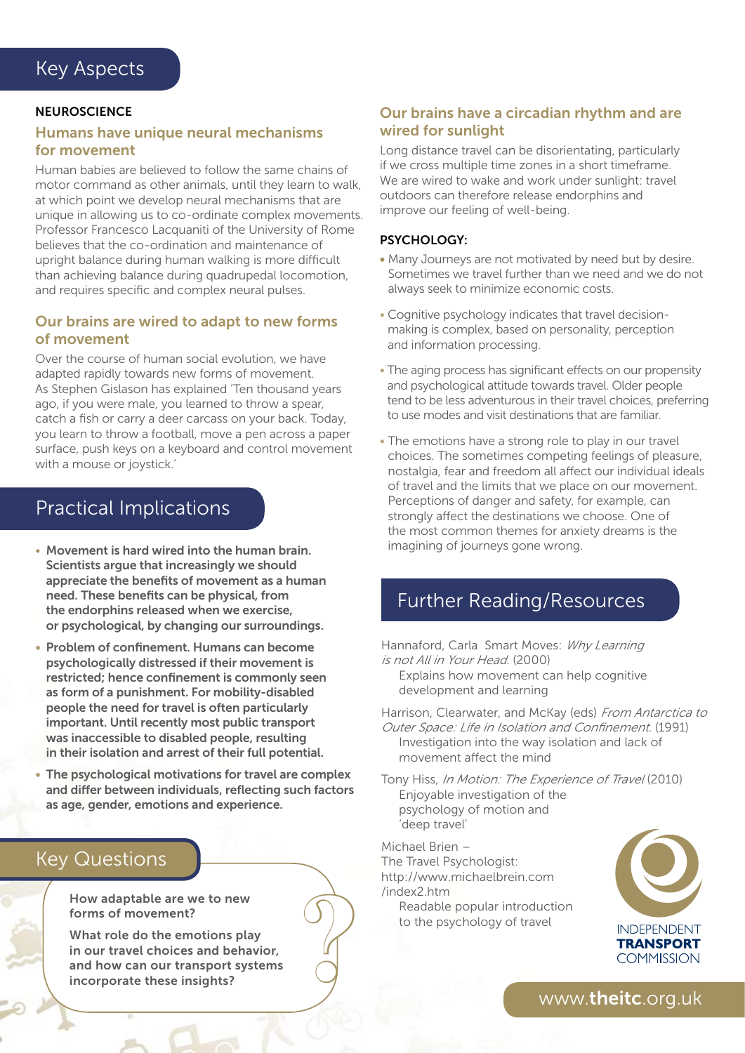## Key Aspects

### NEUROSCIENCE

#### Humans have unique neural mechanisms for movement

Human babies are believed to follow the same chains of motor command as other animals, until they learn to walk, at which point we develop neural mechanisms that are unique in allowing us to co-ordinate complex movements. Professor Francesco Lacquaniti of the University of Rome believes that the co-ordination and maintenance of upright balance during human walking is more difficult than achieving balance during quadrupedal locomotion, and requires specific and complex neural pulses.

#### Our brains are wired to adapt to new forms of movement

Over the course of human social evolution, we have adapted rapidly towards new forms of movement. As Stephen Gislason has explained 'Ten thousand years ago, if you were male, you learned to throw a spear, catch a fish or carry a deer carcass on your back. Today, you learn to throw a football, move a pen across a paper surface, push keys on a keyboard and control movement with a mouse or joystick.'

## Practical Implications

- **Movement is hard wired into the human brain. Scientists argue that increasingly we should appreciate the benefits of movement as a human need. These benefits can be physical, from the endorphins released when we exercise, or psychological, by changing our surroundings.**
- **Problem of confinement. Humans can become psychologically distressed if their movement is restricted; hence confinement is commonly seen as form of a punishment. For mobility-disabled people the need for travel is often particularly important. Until recently most public transport was inaccessible to disabled people, resulting in their isolation and arrest of their full potential.**
- **The psychological motivations for travel are complex and differ between individuals, reflecting such factors as age, gender, emotions and experience.**

## Key Questions

**How adaptable are we to new forms of movement?**

**What role do the emotions play in our travel choices and behavior, and how can our transport systems incorporate these insights?**

#### Our brains have a circadian rhythm and are wired for sunlight

Long distance travel can be disorientating, particularly if we cross multiple time zones in a short timeframe. We are wired to wake and work under sunlight: travel outdoors can therefore release endorphins and improve our feeling of well-being.

### PSYCHOLOGY:

- Many Journeys are not motivated by need but by desire. Sometimes we travel further than we need and we do not always seek to minimize economic costs.
- Cognitive psychology indicates that travel decision-making is complex, based on personality, perception and information processing.
- The aging process has significant effects on our propensity and psychological attitude towards travel. Older people tend to be less adventurous in their travel choices, preferring to use modes and visit destinations that are familiar.
- The emotions have a strong role to play in our travel choices. The sometimes competing feelings of pleasure, nostalgia, fear and freedom all affect our individual ideals of travel and the limits that we place on our movement. Perceptions of danger and safety, for example, can strongly affect the destinations we choose. One of the most common themes for anxiety dreams is the imagining of journeys gone wrong.

## Further Reading/Resources

Hannaford, Carla Smart Moves: *Why Learning is not All in Your Head.* (2000)
Explains how movement can help cognitive development and learning

Harrison, Clearwater, and McKay (eds) *From Antarctica to Outer Space: Life in Isolation and Confinement.* (1991)
Investigation into the way isolation and lack of movement affect the mind

Tony Hiss, *In Motion: The Experience of Travel* (2010)
Enjoyable investigation of the psychology of motion and 'deep travel'

Michael Brien – The Travel Psychologist: http://www.michaelbrein.com/index2.htm
Readable popular introduction to the psychology of travel

INDEPENDENT **TRANSPORT** COMMISSION

www.**theitc**.org.uk